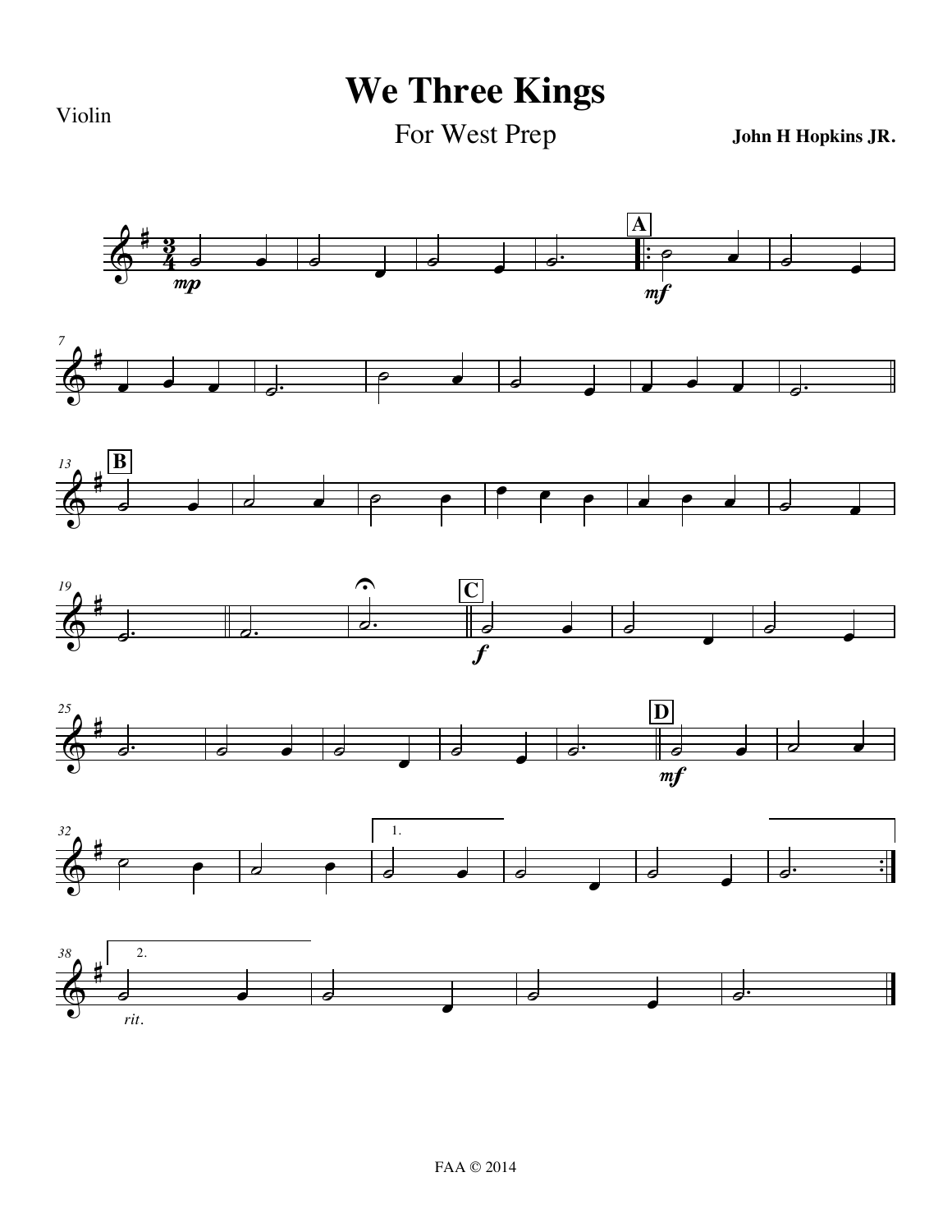# We Three Kings

Violin

For West Prep

**John H Hopkins JR.**

FAA © 2014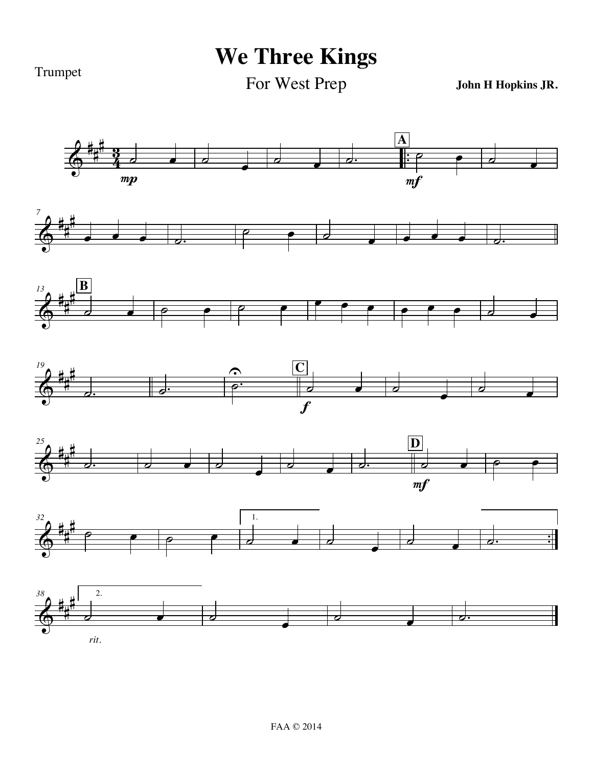# We Three Kings

Trumpet

For West Prep

**John H Hopkins JR.**

FAA © 2014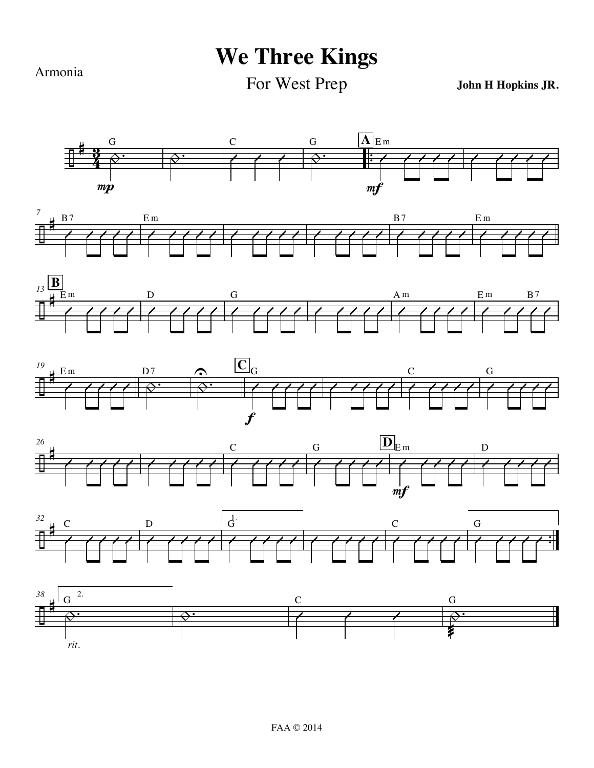Armonia

# We Three Kings

For West Prep

**John H Hopkins JR.**

FAA © 2014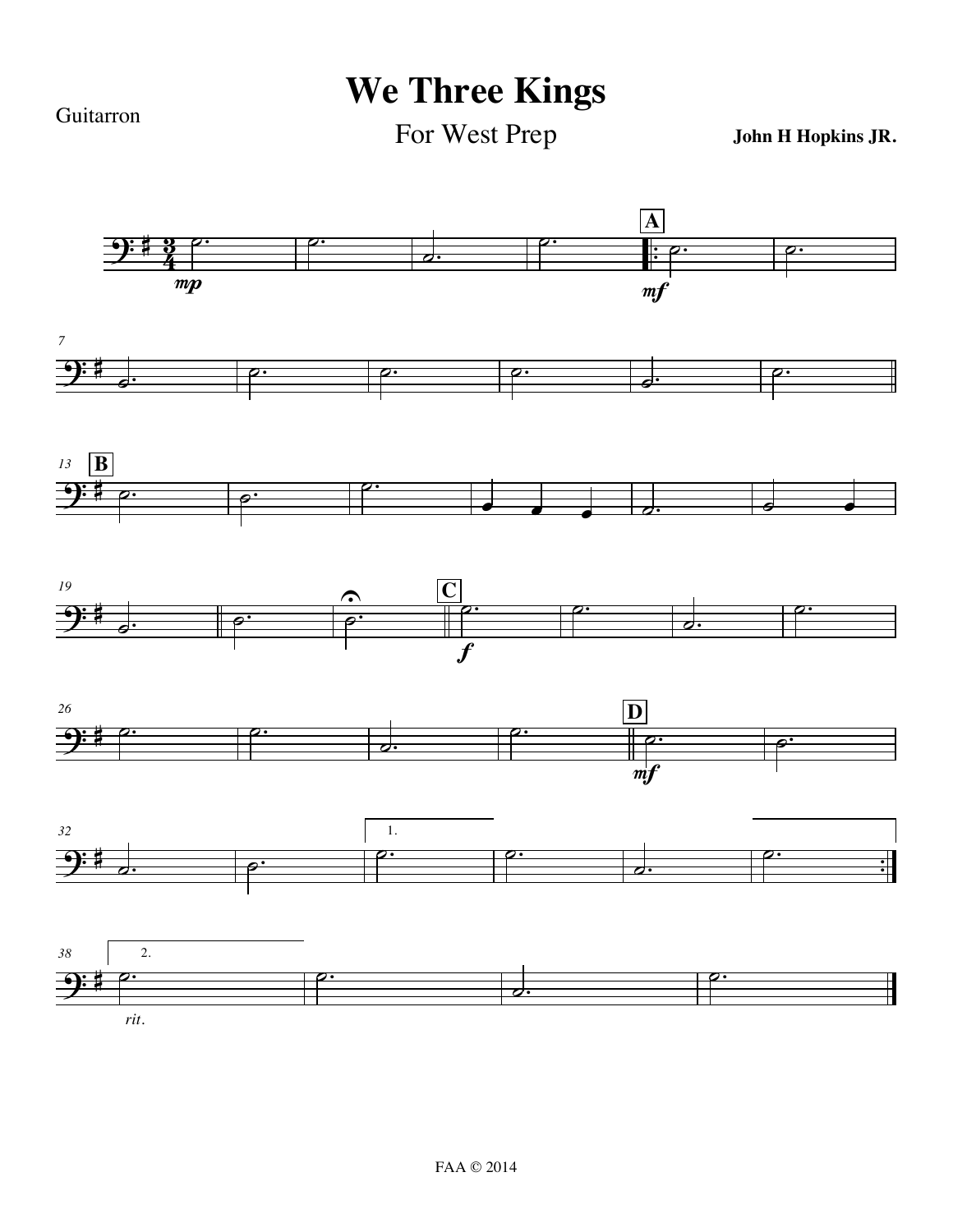# We Three Kings

Guitarron

For West Prep

**John H Hopkins JR.**

FAA © 2014